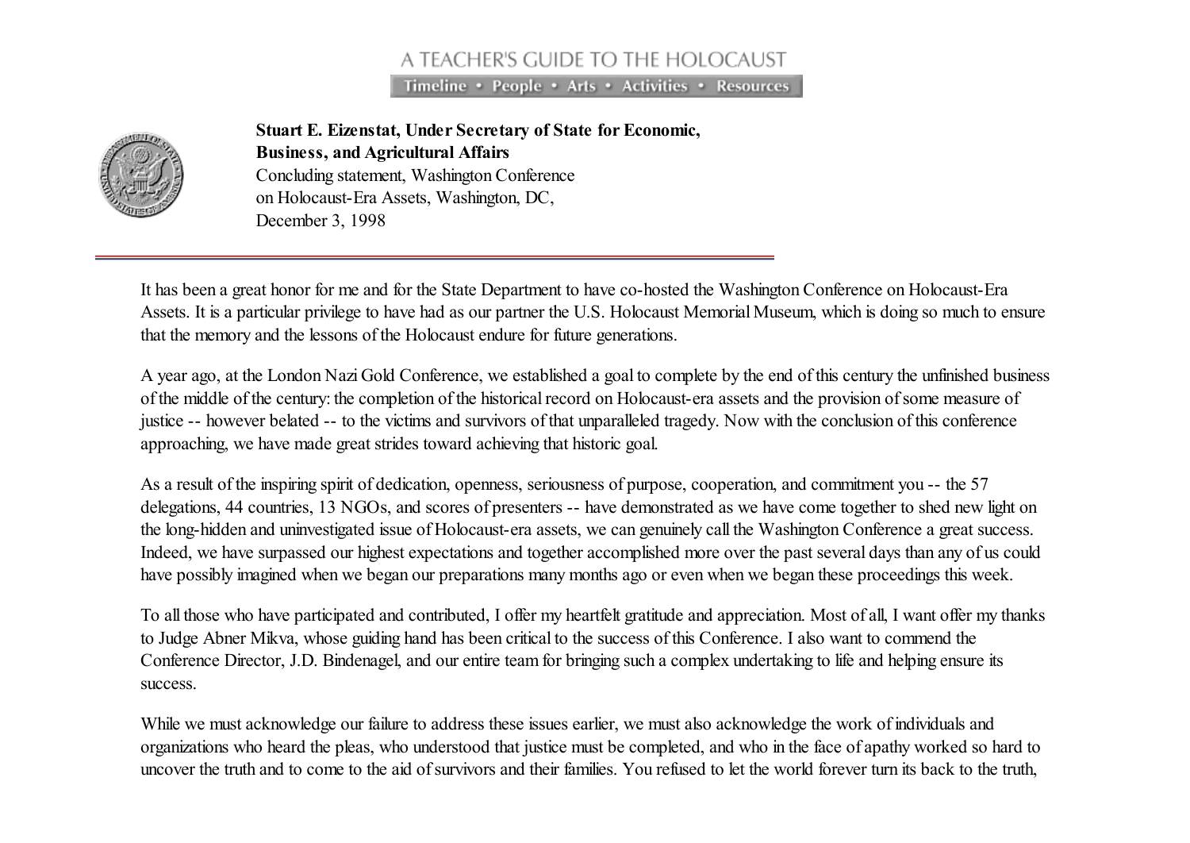A TEACHER'S GUIDE TO THE HOLOCAUST

Timeline • People • Arts • Activities • Resources

**Stuart E. Eizenstat, Under Secretary of State for Economic, Business, and Agricultural Affairs**
Concluding statement, Washington Conference on Holocaust-Era Assets, Washington, DC, December 3, 1998

It has been a great honor for me and for the State Department to have co-hosted the Washington Conference on Holocaust-Era Assets. It is a particular privilege to have had as our partner the U.S. Holocaust Memorial Museum, which is doing so much to ensure that the memory and the lessons of the Holocaust endure for future generations.

A year ago, at the London Nazi Gold Conference, we established a goal to complete by the end of this century the unfinished business of the middle of the century: the completion of the historical record on Holocaust-era assets and the provision of some measure of justice -- however belated -- to the victims and survivors of that unparalleled tragedy. Now with the conclusion of this conference approaching, we have made great strides toward achieving that historic goal.

As a result of the inspiring spirit of dedication, openness, seriousness of purpose, cooperation, and commitment you -- the 57 delegations, 44 countries, 13 NGOs, and scores of presenters -- have demonstrated as we have come together to shed new light on the long-hidden and uninvestigated issue of Holocaust-era assets, we can genuinely call the Washington Conference a great success. Indeed, we have surpassed our highest expectations and together accomplished more over the past several days than any of us could have possibly imagined when we began our preparations many months ago or even when we began these proceedings this week.

To all those who have participated and contributed, I offer my heartfelt gratitude and appreciation. Most of all, I want offer my thanks to Judge Abner Mikva, whose guiding hand has been critical to the success of this Conference. I also want to commend the Conference Director, J.D. Bindenagel, and our entire team for bringing such a complex undertaking to life and helping ensure its success.

While we must acknowledge our failure to address these issues earlier, we must also acknowledge the work of individuals and organizations who heard the pleas, who understood that justice must be completed, and who in the face of apathy worked so hard to uncover the truth and to come to the aid of survivors and their families. You refused to let the world forever turn its back to the truth,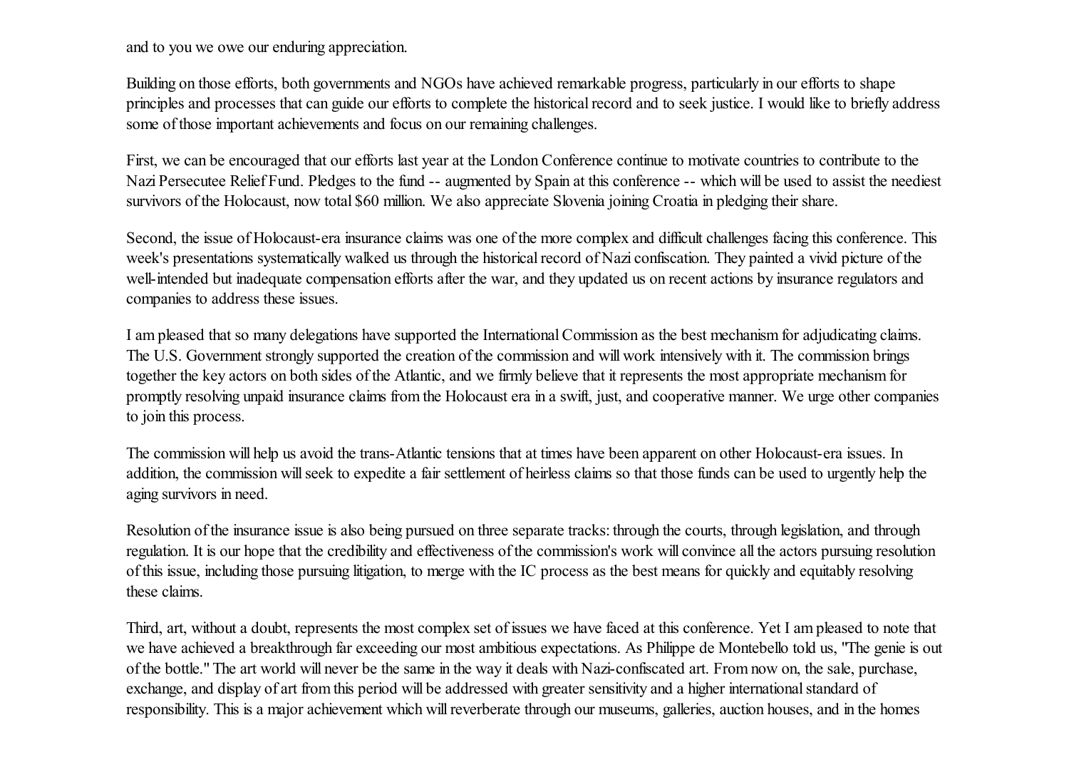and to you we owe our enduring appreciation.

Building on those efforts, both governments and NGOs have achieved remarkable progress, particularly in our efforts to shape principles and processes that can guide our efforts to complete the historical record and to seek justice. I would like to briefly address some of those important achievements and focus on our remaining challenges.

First, we can be encouraged that our efforts last year at the London Conference continue to motivate countries to contribute to the Nazi Persecutee Relief Fund. Pledges to the fund -- augmented by Spain at this conference -- which will be used to assist the neediest survivors of the Holocaust, now total $60 million. We also appreciate Slovenia joining Croatia in pledging their share.

Second, the issue of Holocaust-era insurance claims was one of the more complex and difficult challenges facing this conference. This week's presentations systematically walked us through the historical record of Nazi confiscation. They painted a vivid picture of the well-intended but inadequate compensation efforts after the war, and they updated us on recent actions by insurance regulators and companies to address these issues.

I am pleased that so many delegations have supported the International Commission as the best mechanism for adjudicating claims. The U.S. Government strongly supported the creation of the commission and will work intensively with it. The commission brings together the key actors on both sides of the Atlantic, and we firmly believe that it represents the most appropriate mechanism for promptly resolving unpaid insurance claims from the Holocaust era in a swift, just, and cooperative manner. We urge other companies to join this process.

The commission will help us avoid the trans-Atlantic tensions that at times have been apparent on other Holocaust-era issues. In addition, the commission will seek to expedite a fair settlement of heirless claims so that those funds can be used to urgently help the aging survivors in need.

Resolution of the insurance issue is also being pursued on three separate tracks: through the courts, through legislation, and through regulation. It is our hope that the credibility and effectiveness of the commission's work will convince all the actors pursuing resolution of this issue, including those pursuing litigation, to merge with the IC process as the best means for quickly and equitably resolving these claims.

Third, art, without a doubt, represents the most complex set of issues we have faced at this conference. Yet I am pleased to note that we have achieved a breakthrough far exceeding our most ambitious expectations. As Philippe de Montebello told us, "The genie is out of the bottle." The art world will never be the same in the way it deals with Nazi-confiscated art. From now on, the sale, purchase, exchange, and display of art from this period will be addressed with greater sensitivity and a higher international standard of responsibility. This is a major achievement which will reverberate through our museums, galleries, auction houses, and in the homes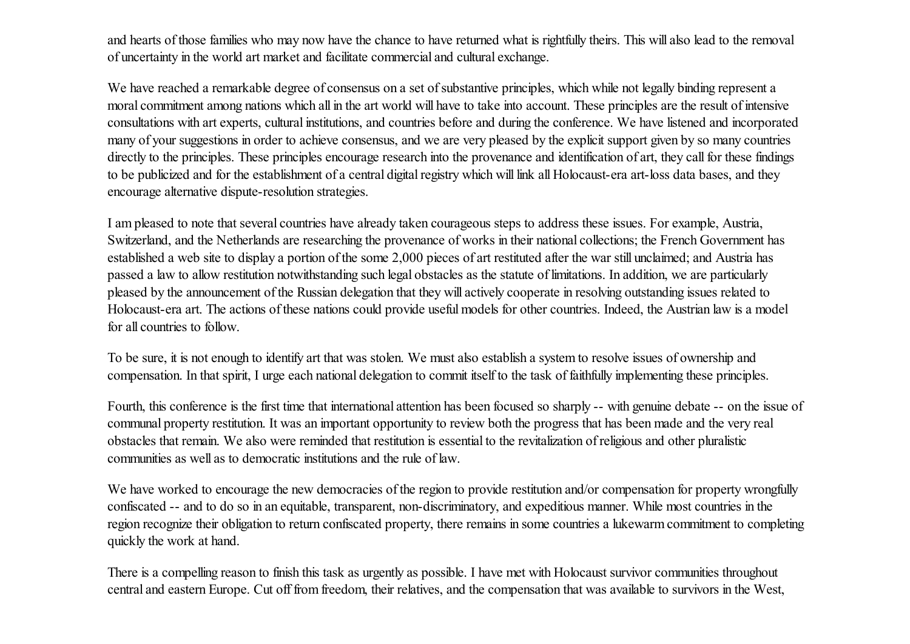and hearts of those families who may now have the chance to have returned what is rightfully theirs. This will also lead to the removal of uncertainty in the world art market and facilitate commercial and cultural exchange.

We have reached a remarkable degree of consensus on a set of substantive principles, which while not legally binding represent a moral commitment among nations which all in the art world will have to take into account. These principles are the result of intensive consultations with art experts, cultural institutions, and countries before and during the conference. We have listened and incorporated many of your suggestions in order to achieve consensus, and we are very pleased by the explicit support given by so many countries directly to the principles. These principles encourage research into the provenance and identification of art, they call for these findings to be publicized and for the establishment of a central digital registry which will link all Holocaust-era art-loss data bases, and they encourage alternative dispute-resolution strategies.

I am pleased to note that several countries have already taken courageous steps to address these issues. For example, Austria, Switzerland, and the Netherlands are researching the provenance of works in their national collections; the French Government has established a web site to display a portion of the some 2,000 pieces of art restituted after the war still unclaimed; and Austria has passed a law to allow restitution notwithstanding such legal obstacles as the statute of limitations. In addition, we are particularly pleased by the announcement of the Russian delegation that they will actively cooperate in resolving outstanding issues related to Holocaust-era art. The actions of these nations could provide useful models for other countries. Indeed, the Austrian law is a model for all countries to follow.

To be sure, it is not enough to identify art that was stolen. We must also establish a system to resolve issues of ownership and compensation. In that spirit, I urge each national delegation to commit itself to the task of faithfully implementing these principles.

Fourth, this conference is the first time that international attention has been focused so sharply -- with genuine debate -- on the issue of communal property restitution. It was an important opportunity to review both the progress that has been made and the very real obstacles that remain. We also were reminded that restitution is essential to the revitalization of religious and other pluralistic communities as well as to democratic institutions and the rule of law.

We have worked to encourage the new democracies of the region to provide restitution and/or compensation for property wrongfully confiscated -- and to do so in an equitable, transparent, non-discriminatory, and expeditious manner. While most countries in the region recognize their obligation to return confiscated property, there remains in some countries a lukewarm commitment to completing quickly the work at hand.

There is a compelling reason to finish this task as urgently as possible. I have met with Holocaust survivor communities throughout central and eastern Europe. Cut off from freedom, their relatives, and the compensation that was available to survivors in the West,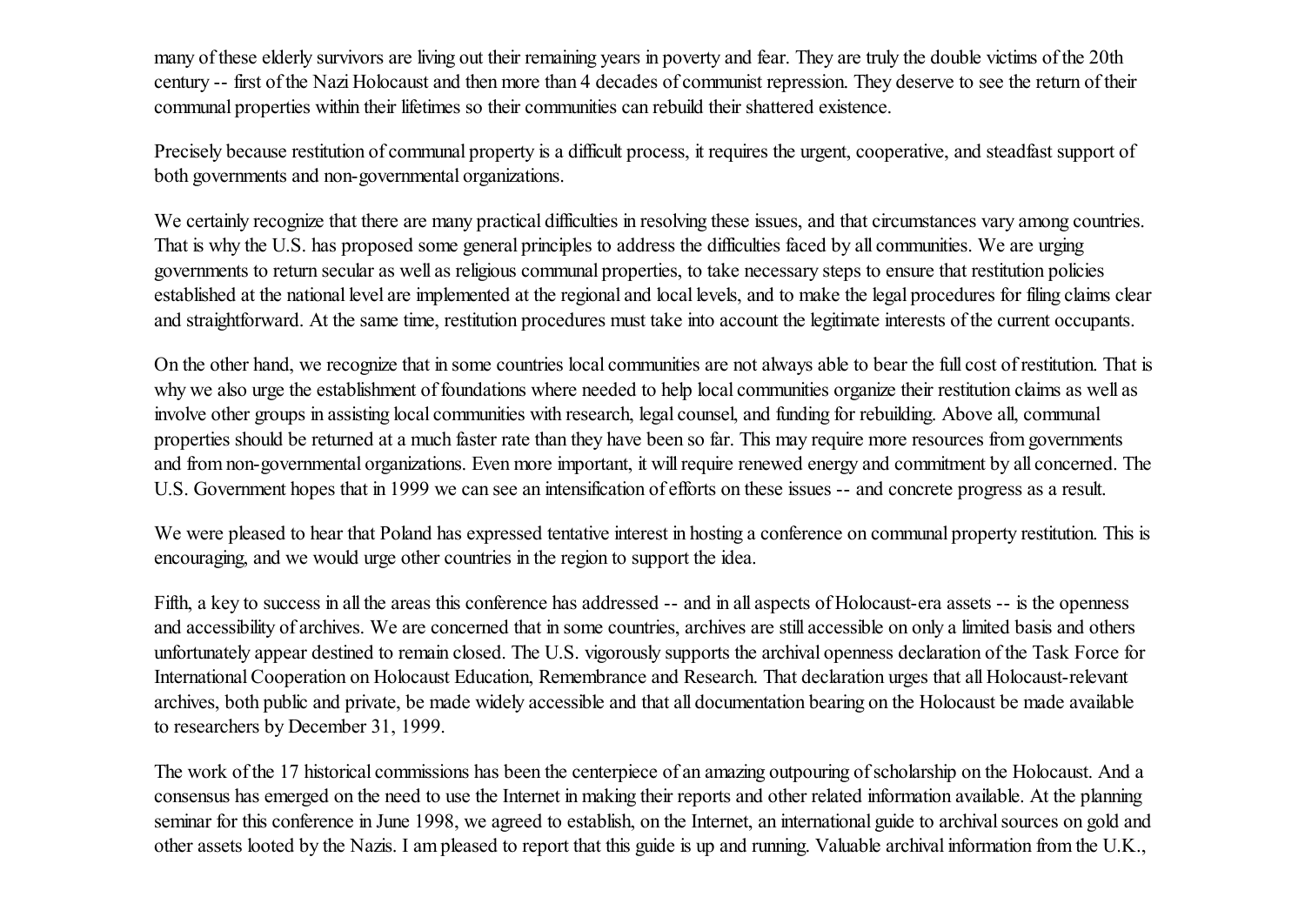many of these elderly survivors are living out their remaining years in poverty and fear. They are truly the double victims of the 20th century -- first of the Nazi Holocaust and then more than 4 decades of communist repression. They deserve to see the return of their communal properties within their lifetimes so their communities can rebuild their shattered existence.

Precisely because restitution of communal property is a difficult process, it requires the urgent, cooperative, and steadfast support of both governments and non-governmental organizations.

We certainly recognize that there are many practical difficulties in resolving these issues, and that circumstances vary among countries. That is why the U.S. has proposed some general principles to address the difficulties faced by all communities. We are urging governments to return secular as well as religious communal properties, to take necessary steps to ensure that restitution policies established at the national level are implemented at the regional and local levels, and to make the legal procedures for filing claims clear and straightforward. At the same time, restitution procedures must take into account the legitimate interests of the current occupants.

On the other hand, we recognize that in some countries local communities are not always able to bear the full cost of restitution. That is why we also urge the establishment of foundations where needed to help local communities organize their restitution claims as well as involve other groups in assisting local communities with research, legal counsel, and funding for rebuilding. Above all, communal properties should be returned at a much faster rate than they have been so far. This may require more resources from governments and from non-governmental organizations. Even more important, it will require renewed energy and commitment by all concerned. The U.S. Government hopes that in 1999 we can see an intensification of efforts on these issues -- and concrete progress as a result.

We were pleased to hear that Poland has expressed tentative interest in hosting a conference on communal property restitution. This is encouraging, and we would urge other countries in the region to support the idea.

Fifth, a key to success in all the areas this conference has addressed -- and in all aspects of Holocaust-era assets -- is the openness and accessibility of archives. We are concerned that in some countries, archives are still accessible on only a limited basis and others unfortunately appear destined to remain closed. The U.S. vigorously supports the archival openness declaration of the Task Force for International Cooperation on Holocaust Education, Remembrance and Research. That declaration urges that all Holocaust-relevant archives, both public and private, be made widely accessible and that all documentation bearing on the Holocaust be made available to researchers by December 31, 1999.

The work of the 17 historical commissions has been the centerpiece of an amazing outpouring of scholarship on the Holocaust. And a consensus has emerged on the need to use the Internet in making their reports and other related information available. At the planning seminar for this conference in June 1998, we agreed to establish, on the Internet, an international guide to archival sources on gold and other assets looted by the Nazis. I am pleased to report that this guide is up and running. Valuable archival information from the U.K.,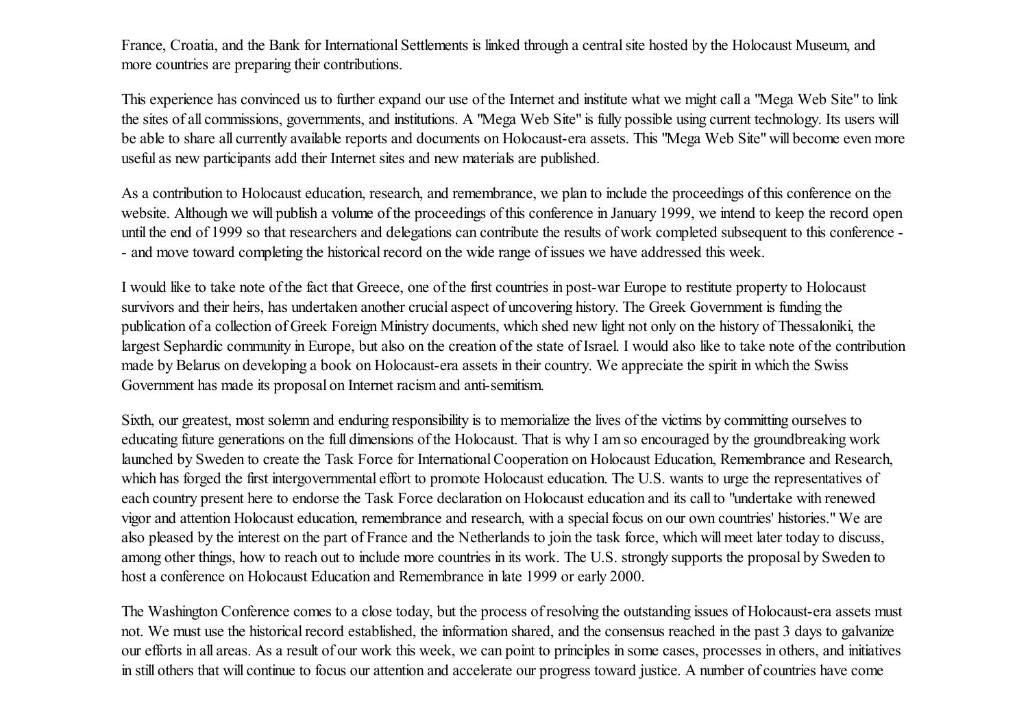France, Croatia, and the Bank for International Settlements is linked through a central site hosted by the Holocaust Museum, and more countries are preparing their contributions.

This experience has convinced us to further expand our use of the Internet and institute what we might call a "Mega Web Site" to link the sites of all commissions, governments, and institutions. A "Mega Web Site" is fully possible using current technology. Its users will be able to share all currently available reports and documents on Holocaust-era assets. This "Mega Web Site" will become even more useful as new participants add their Internet sites and new materials are published.

As a contribution to Holocaust education, research, and remembrance, we plan to include the proceedings of this conference on the website. Although we will publish a volume of the proceedings of this conference in January 1999, we intend to keep the record open until the end of 1999 so that researchers and delegations can contribute the results of work completed subsequent to this conference -- and move toward completing the historical record on the wide range of issues we have addressed this week.

I would like to take note of the fact that Greece, one of the first countries in post-war Europe to restitute property to Holocaust survivors and their heirs, has undertaken another crucial aspect of uncovering history. The Greek Government is funding the publication of a collection of Greek Foreign Ministry documents, which shed new light not only on the history of Thessaloniki, the largest Sephardic community in Europe, but also on the creation of the state of Israel. I would also like to take note of the contribution made by Belarus on developing a book on Holocaust-era assets in their country. We appreciate the spirit in which the Swiss Government has made its proposal on Internet racism and anti-semitism.

Sixth, our greatest, most solemn and enduring responsibility is to memorialize the lives of the victims by committing ourselves to educating future generations on the full dimensions of the Holocaust. That is why I am so encouraged by the groundbreaking work launched by Sweden to create the Task Force for International Cooperation on Holocaust Education, Remembrance and Research, which has forged the first intergovernmental effort to promote Holocaust education. The U.S. wants to urge the representatives of each country present here to endorse the Task Force declaration on Holocaust education and its call to "undertake with renewed vigor and attention Holocaust education, remembrance and research, with a special focus on our own countries' histories." We are also pleased by the interest on the part of France and the Netherlands to join the task force, which will meet later today to discuss, among other things, how to reach out to include more countries in its work. The U.S. strongly supports the proposal by Sweden to host a conference on Holocaust Education and Remembrance in late 1999 or early 2000.

The Washington Conference comes to a close today, but the process of resolving the outstanding issues of Holocaust-era assets must not. We must use the historical record established, the information shared, and the consensus reached in the past 3 days to galvanize our efforts in all areas. As a result of our work this week, we can point to principles in some cases, processes in others, and initiatives in still others that will continue to focus our attention and accelerate our progress toward justice. A number of countries have come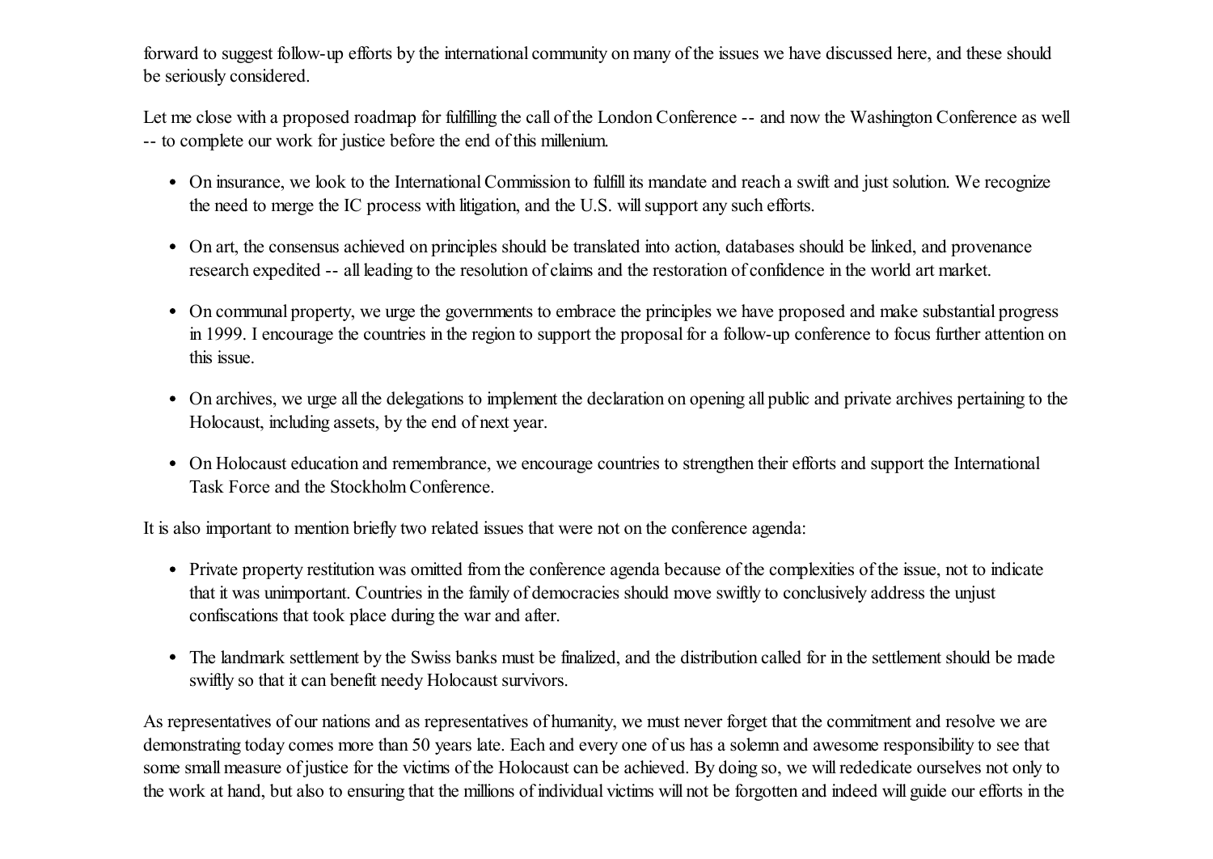forward to suggest follow-up efforts by the international community on many of the issues we have discussed here, and these should be seriously considered.

Let me close with a proposed roadmap for fulfilling the call of the London Conference -- and now the Washington Conference as well -- to complete our work for justice before the end of this millenium.

- On insurance, we look to the International Commission to fulfill its mandate and reach a swift and just solution. We recognize the need to merge the IC process with litigation, and the U.S. will support any such efforts.
- On art, the consensus achieved on principles should be translated into action, databases should be linked, and provenance research expedited -- all leading to the resolution of claims and the restoration of confidence in the world art market.
- On communal property, we urge the governments to embrace the principles we have proposed and make substantial progress in 1999. I encourage the countries in the region to support the proposal for a follow-up conference to focus further attention on this issue.
- On archives, we urge all the delegations to implement the declaration on opening all public and private archives pertaining to the Holocaust, including assets, by the end of next year.
- On Holocaust education and remembrance, we encourage countries to strengthen their efforts and support the International Task Force and the Stockholm Conference.

It is also important to mention briefly two related issues that were not on the conference agenda:

- Private property restitution was omitted from the conference agenda because of the complexities of the issue, not to indicate that it was unimportant. Countries in the family of democracies should move swiftly to conclusively address the unjust confiscations that took place during the war and after.
- The landmark settlement by the Swiss banks must be finalized, and the distribution called for in the settlement should be made swiftly so that it can benefit needy Holocaust survivors.

As representatives of our nations and as representatives of humanity, we must never forget that the commitment and resolve we are demonstrating today comes more than 50 years late. Each and every one of us has a solemn and awesome responsibility to see that some small measure of justice for the victims of the Holocaust can be achieved. By doing so, we will rededicate ourselves not only to the work at hand, but also to ensuring that the millions of individual victims will not be forgotten and indeed will guide our efforts in the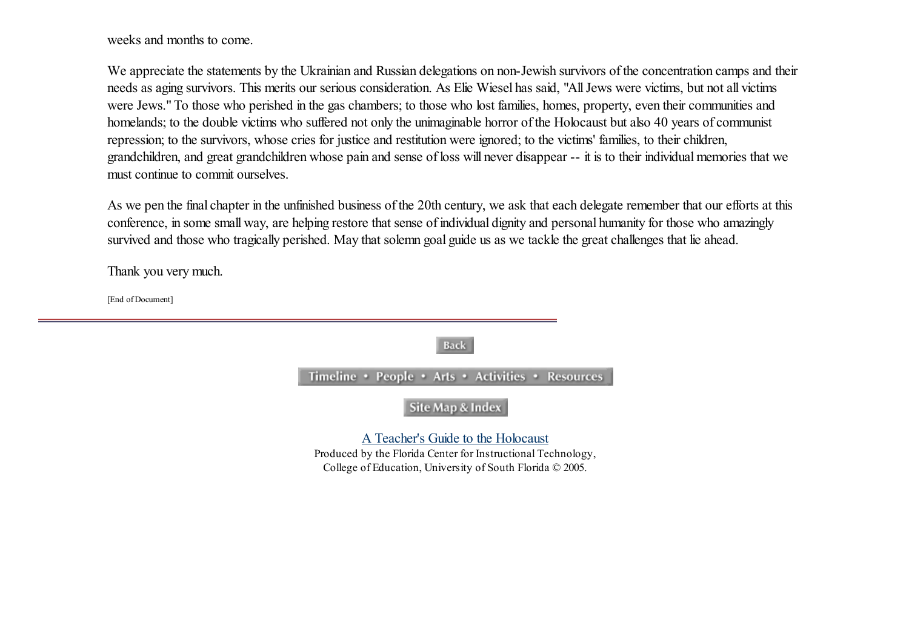weeks and months to come.

We appreciate the statements by the Ukrainian and Russian delegations on non-Jewish survivors of the concentration camps and their needs as aging survivors. This merits our serious consideration. As Elie Wiesel has said, "All Jews were victims, but not all victims were Jews." To those who perished in the gas chambers; to those who lost families, homes, property, even their communities and homelands; to the double victims who suffered not only the unimaginable horror of the Holocaust but also 40 years of communist repression; to the survivors, whose cries for justice and restitution were ignored; to the victims' families, to their children, grandchildren, and great grandchildren whose pain and sense of loss will never disappear -- it is to their individual memories that we must continue to commit ourselves.

As we pen the final chapter in the unfinished business of the 20th century, we ask that each delegate remember that our efforts at this conference, in some small way, are helping restore that sense of individual dignity and personal humanity for those who amazingly survived and those who tragically perished. May that solemn goal guide us as we tackle the great challenges that lie ahead.

Thank you very much.

[End of Document]

---

Back

Timeline • People • Arts • Activities • Resources

Site Map & Index

A Teacher's Guide to the Holocaust
Produced by the Florida Center for Instructional Technology,
College of Education, University of South Florida © 2005.